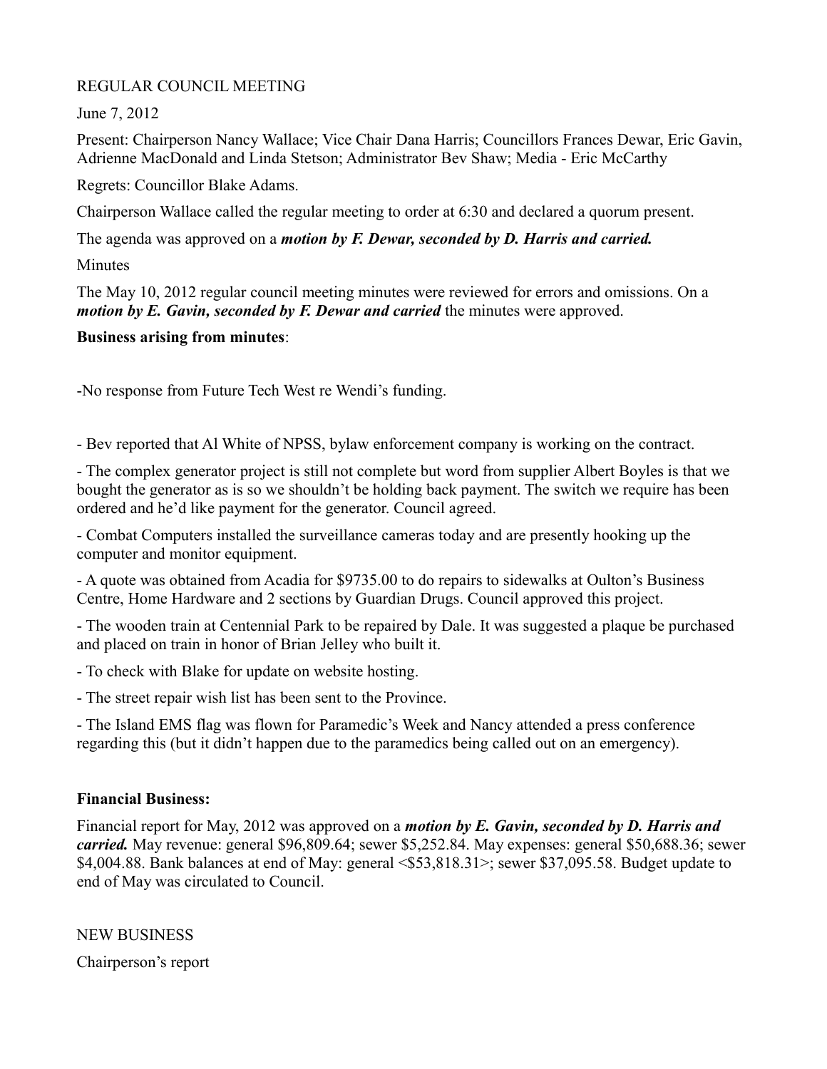REGULAR COUNCIL MEETING

June 7, 2012

Present: Chairperson Nancy Wallace; Vice Chair Dana Harris; Councillors Frances Dewar, Eric Gavin, Adrienne MacDonald and Linda Stetson; Administrator Bev Shaw; Media - Eric McCarthy

Regrets: Councillor Blake Adams.

Chairperson Wallace called the regular meeting to order at 6:30 and declared a quorum present.

The agenda was approved on a ***motion by F. Dewar, seconded by D. Harris and carried.***

Minutes

The May 10, 2012 regular council meeting minutes were reviewed for errors and omissions. On a ***motion by E. Gavin, seconded by F. Dewar and carried*** the minutes were approved.

**Business arising from minutes**:

-No response from Future Tech West re Wendi's funding.

- Bev reported that Al White of NPSS, bylaw enforcement company is working on the contract.

- The complex generator project is still not complete but word from supplier Albert Boyles is that we bought the generator as is so we shouldn't be holding back payment. The switch we require has been ordered and he'd like payment for the generator. Council agreed.

- Combat Computers installed the surveillance cameras today and are presently hooking up the computer and monitor equipment.

- A quote was obtained from Acadia for $9735.00 to do repairs to sidewalks at Oulton's Business Centre, Home Hardware and 2 sections by Guardian Drugs. Council approved this project.

- The wooden train at Centennial Park to be repaired by Dale. It was suggested a plaque be purchased and placed on train in honor of Brian Jelley who built it.

- To check with Blake for update on website hosting.

- The street repair wish list has been sent to the Province.

- The Island EMS flag was flown for Paramedic's Week and Nancy attended a press conference regarding this (but it didn't happen due to the paramedics being called out on an emergency).

**Financial Business:**

Financial report for May, 2012 was approved on a ***motion by E. Gavin, seconded by D. Harris and carried.*** May revenue: general $96,809.64; sewer $5,252.84. May expenses: general $50,688.36; sewer $4,004.88. Bank balances at end of May: general <$53,818.31>; sewer $37,095.58. Budget update to end of May was circulated to Council.

NEW BUSINESS

Chairperson's report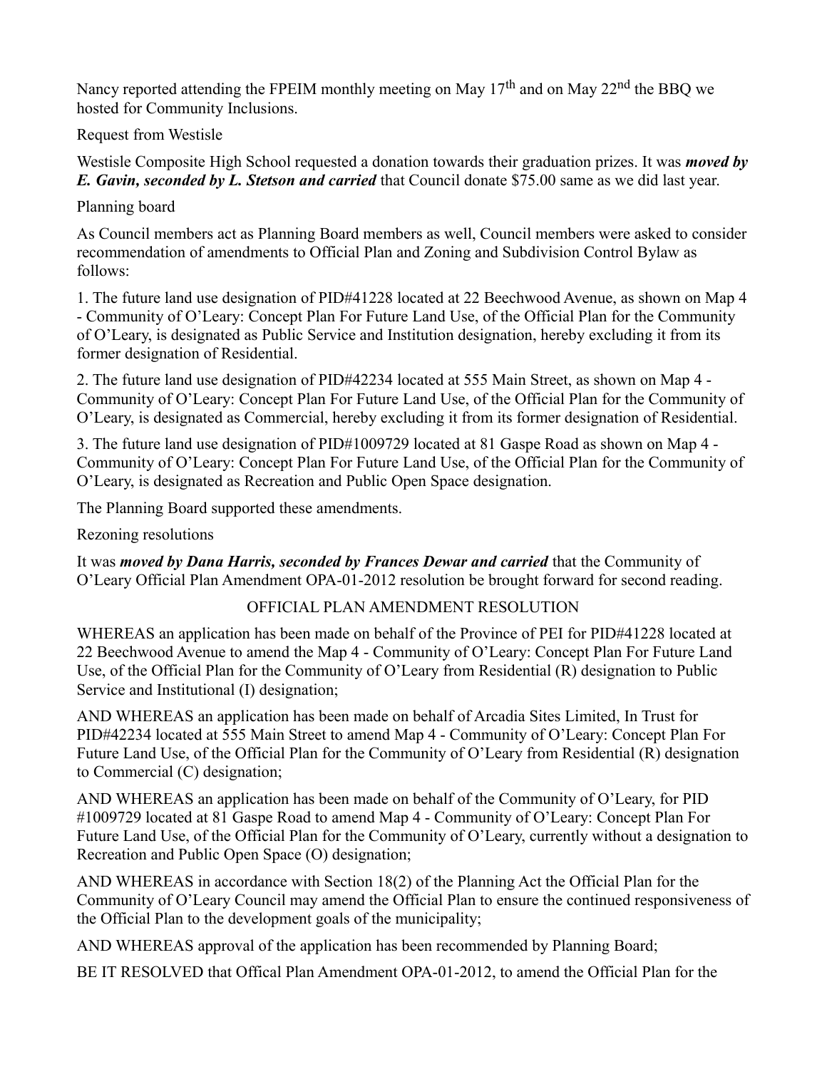Nancy reported attending the FPEIM monthly meeting on May 17th and on May 22nd the BBQ we hosted for Community Inclusions.

Request from Westisle

Westisle Composite High School requested a donation towards their graduation prizes. It was ***moved by E. Gavin, seconded by L. Stetson and carried*** that Council donate $75.00 same as we did last year.

Planning board

As Council members act as Planning Board members as well, Council members were asked to consider recommendation of amendments to Official Plan and Zoning and Subdivision Control Bylaw as follows:

1. The future land use designation of PID#41228 located at 22 Beechwood Avenue, as shown on Map 4 - Community of O'Leary: Concept Plan For Future Land Use, of the Official Plan for the Community of O'Leary, is designated as Public Service and Institution designation, hereby excluding it from its former designation of Residential.

2. The future land use designation of PID#42234 located at 555 Main Street, as shown on Map 4 - Community of O'Leary: Concept Plan For Future Land Use, of the Official Plan for the Community of O'Leary, is designated as Commercial, hereby excluding it from its former designation of Residential.

3. The future land use designation of PID#1009729 located at 81 Gaspe Road as shown on Map 4 - Community of O'Leary: Concept Plan For Future Land Use, of the Official Plan for the Community of O'Leary, is designated as Recreation and Public Open Space designation.

The Planning Board supported these amendments.

Rezoning resolutions

It was ***moved by Dana Harris, seconded by Frances Dewar and carried*** that the Community of O'Leary Official Plan Amendment OPA-01-2012 resolution be brought forward for second reading.

OFFICIAL PLAN AMENDMENT RESOLUTION

WHEREAS an application has been made on behalf of the Province of PEI for PID#41228 located at 22 Beechwood Avenue to amend the Map 4 - Community of O'Leary: Concept Plan For Future Land Use, of the Official Plan for the Community of O'Leary from Residential (R) designation to Public Service and Institutional (I) designation;

AND WHEREAS an application has been made on behalf of Arcadia Sites Limited, In Trust for PID#42234 located at 555 Main Street to amend Map 4 - Community of O'Leary: Concept Plan For Future Land Use, of the Official Plan for the Community of O'Leary from Residential (R) designation to Commercial (C) designation;

AND WHEREAS an application has been made on behalf of the Community of O'Leary, for PID #1009729 located at 81 Gaspe Road to amend Map 4 - Community of O'Leary: Concept Plan For Future Land Use, of the Official Plan for the Community of O'Leary, currently without a designation to Recreation and Public Open Space (O) designation;

AND WHEREAS in accordance with Section 18(2) of the Planning Act the Official Plan for the Community of O'Leary Council may amend the Official Plan to ensure the continued responsiveness of the Official Plan to the development goals of the municipality;

AND WHEREAS approval of the application has been recommended by Planning Board;

BE IT RESOLVED that Offical Plan Amendment OPA-01-2012, to amend the Official Plan for the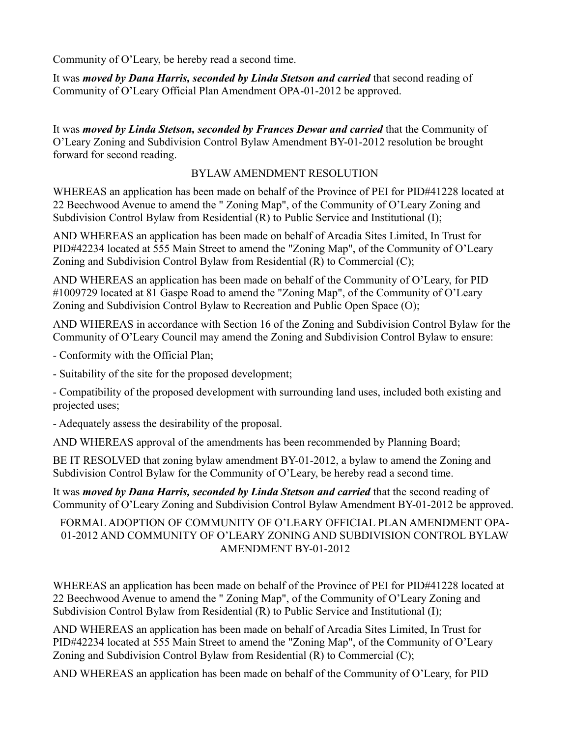Community of O’Leary, be hereby read a second time.

It was ***moved by Dana Harris, seconded by Linda Stetson and carried*** that second reading of Community of O’Leary Official Plan Amendment OPA-01-2012 be approved.

It was ***moved by Linda Stetson, seconded by Frances Dewar and carried*** that the Community of O’Leary Zoning and Subdivision Control Bylaw Amendment BY-01-2012 resolution be brought forward for second reading.

BYLAW AMENDMENT RESOLUTION

WHEREAS an application has been made on behalf of the Province of PEI for PID#41228 located at 22 Beechwood Avenue to amend the " Zoning Map", of the Community of O’Leary Zoning and Subdivision Control Bylaw from Residential (R) to Public Service and Institutional (I);

AND WHEREAS an application has been made on behalf of Arcadia Sites Limited, In Trust for PID#42234 located at 555 Main Street to amend the "Zoning Map", of the Community of O’Leary Zoning and Subdivision Control Bylaw from Residential (R) to Commercial (C);

AND WHEREAS an application has been made on behalf of the Community of O’Leary, for PID #1009729 located at 81 Gaspe Road to amend the "Zoning Map", of the Community of O’Leary Zoning and Subdivision Control Bylaw to Recreation and Public Open Space (O);

AND WHEREAS in accordance with Section 16 of the Zoning and Subdivision Control Bylaw for the Community of O’Leary Council may amend the Zoning and Subdivision Control Bylaw to ensure:

- Conformity with the Official Plan;

- Suitability of the site for the proposed development;

- Compatibility of the proposed development with surrounding land uses, included both existing and projected uses;

- Adequately assess the desirability of the proposal.

AND WHEREAS approval of the amendments has been recommended by Planning Board;

BE IT RESOLVED that zoning bylaw amendment BY-01-2012, a bylaw to amend the Zoning and Subdivision Control Bylaw for the Community of O’Leary, be hereby read a second time.

It was ***moved by Dana Harris, seconded by Linda Stetson and carried*** that the second reading of Community of O’Leary Zoning and Subdivision Control Bylaw Amendment BY-01-2012 be approved.

FORMAL ADOPTION OF COMMUNITY OF O’LEARY OFFICIAL PLAN AMENDMENT OPA-01-2012 AND COMMUNITY OF O’LEARY ZONING AND SUBDIVISION CONTROL BYLAW AMENDMENT BY-01-2012

WHEREAS an application has been made on behalf of the Province of PEI for PID#41228 located at 22 Beechwood Avenue to amend the " Zoning Map", of the Community of O’Leary Zoning and Subdivision Control Bylaw from Residential (R) to Public Service and Institutional (I);

AND WHEREAS an application has been made on behalf of Arcadia Sites Limited, In Trust for PID#42234 located at 555 Main Street to amend the "Zoning Map", of the Community of O’Leary Zoning and Subdivision Control Bylaw from Residential (R) to Commercial (C);

AND WHEREAS an application has been made on behalf of the Community of O’Leary, for PID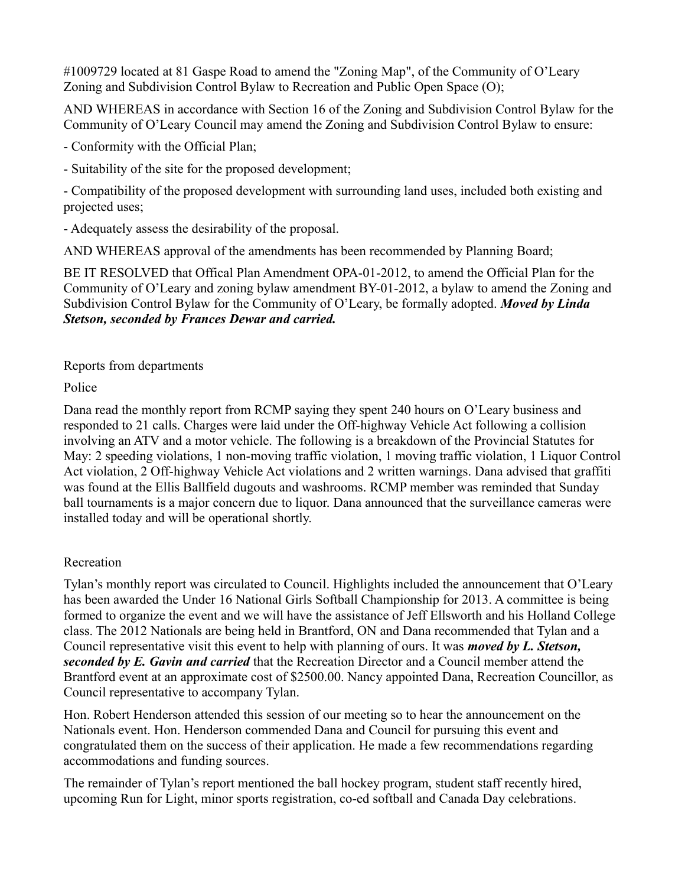#1009729 located at 81 Gaspe Road to amend the "Zoning Map", of the Community of O'Leary Zoning and Subdivision Control Bylaw to Recreation and Public Open Space (O);

AND WHEREAS in accordance with Section 16 of the Zoning and Subdivision Control Bylaw for the Community of O'Leary Council may amend the Zoning and Subdivision Control Bylaw to ensure:

- Conformity with the Official Plan;

- Suitability of the site for the proposed development;

- Compatibility of the proposed development with surrounding land uses, included both existing and projected uses;

- Adequately assess the desirability of the proposal.

AND WHEREAS approval of the amendments has been recommended by Planning Board;

BE IT RESOLVED that Offical Plan Amendment OPA-01-2012, to amend the Official Plan for the Community of O'Leary and zoning bylaw amendment BY-01-2012, a bylaw to amend the Zoning and Subdivision Control Bylaw for the Community of O'Leary, be formally adopted. ***Moved by Linda Stetson, seconded by Frances Dewar and carried.***

Reports from departments

Police

Dana read the monthly report from RCMP saying they spent 240 hours on O'Leary business and responded to 21 calls. Charges were laid under the Off-highway Vehicle Act following a collision involving an ATV and a motor vehicle. The following is a breakdown of the Provincial Statutes for May: 2 speeding violations, 1 non-moving traffic violation, 1 moving traffic violation, 1 Liquor Control Act violation, 2 Off-highway Vehicle Act violations and 2 written warnings. Dana advised that graffiti was found at the Ellis Ballfield dugouts and washrooms. RCMP member was reminded that Sunday ball tournaments is a major concern due to liquor. Dana announced that the surveillance cameras were installed today and will be operational shortly.

Recreation

Tylan's monthly report was circulated to Council. Highlights included the announcement that O'Leary has been awarded the Under 16 National Girls Softball Championship for 2013. A committee is being formed to organize the event and we will have the assistance of Jeff Ellsworth and his Holland College class. The 2012 Nationals are being held in Brantford, ON and Dana recommended that Tylan and a Council representative visit this event to help with planning of ours. It was ***moved by L. Stetson, seconded by E. Gavin and carried*** that the Recreation Director and a Council member attend the Brantford event at an approximate cost of $2500.00. Nancy appointed Dana, Recreation Councillor, as Council representative to accompany Tylan.

Hon. Robert Henderson attended this session of our meeting so to hear the announcement on the Nationals event. Hon. Henderson commended Dana and Council for pursuing this event and congratulated them on the success of their application. He made a few recommendations regarding accommodations and funding sources.

The remainder of Tylan's report mentioned the ball hockey program, student staff recently hired, upcoming Run for Light, minor sports registration, co-ed softball and Canada Day celebrations.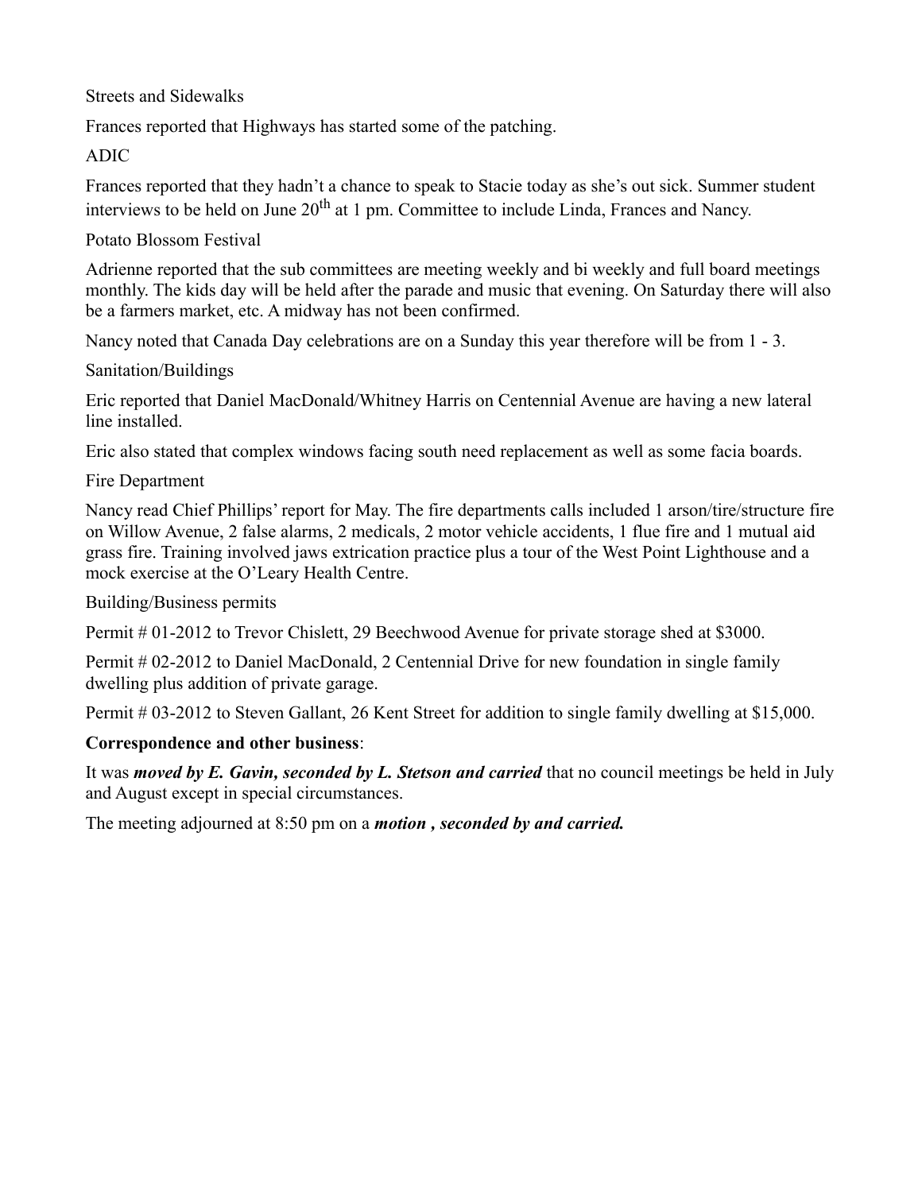Streets and Sidewalks

Frances reported that Highways has started some of the patching.

ADIC

Frances reported that they hadn't a chance to speak to Stacie today as she's out sick. Summer student interviews to be held on June 20th at 1 pm. Committee to include Linda, Frances and Nancy.

Potato Blossom Festival

Adrienne reported that the sub committees are meeting weekly and bi weekly and full board meetings monthly. The kids day will be held after the parade and music that evening. On Saturday there will also be a farmers market, etc. A midway has not been confirmed.

Nancy noted that Canada Day celebrations are on a Sunday this year therefore will be from 1 - 3.

Sanitation/Buildings

Eric reported that Daniel MacDonald/Whitney Harris on Centennial Avenue are having a new lateral line installed.

Eric also stated that complex windows facing south need replacement as well as some facia boards.

Fire Department

Nancy read Chief Phillips' report for May. The fire departments calls included 1 arson/tire/structure fire on Willow Avenue, 2 false alarms, 2 medicals, 2 motor vehicle accidents, 1 flue fire and 1 mutual aid grass fire. Training involved jaws extrication practice plus a tour of the West Point Lighthouse and a mock exercise at the O'Leary Health Centre.

Building/Business permits

Permit # 01-2012 to Trevor Chislett, 29 Beechwood Avenue for private storage shed at $3000.

Permit # 02-2012 to Daniel MacDonald, 2 Centennial Drive for new foundation in single family dwelling plus addition of private garage.

Permit # 03-2012 to Steven Gallant, 26 Kent Street for addition to single family dwelling at $15,000.

**Correspondence and other business**:

It was ***moved by E. Gavin, seconded by L. Stetson and carried*** that no council meetings be held in July and August except in special circumstances.

The meeting adjourned at 8:50 pm on a ***motion , seconded by and carried.***